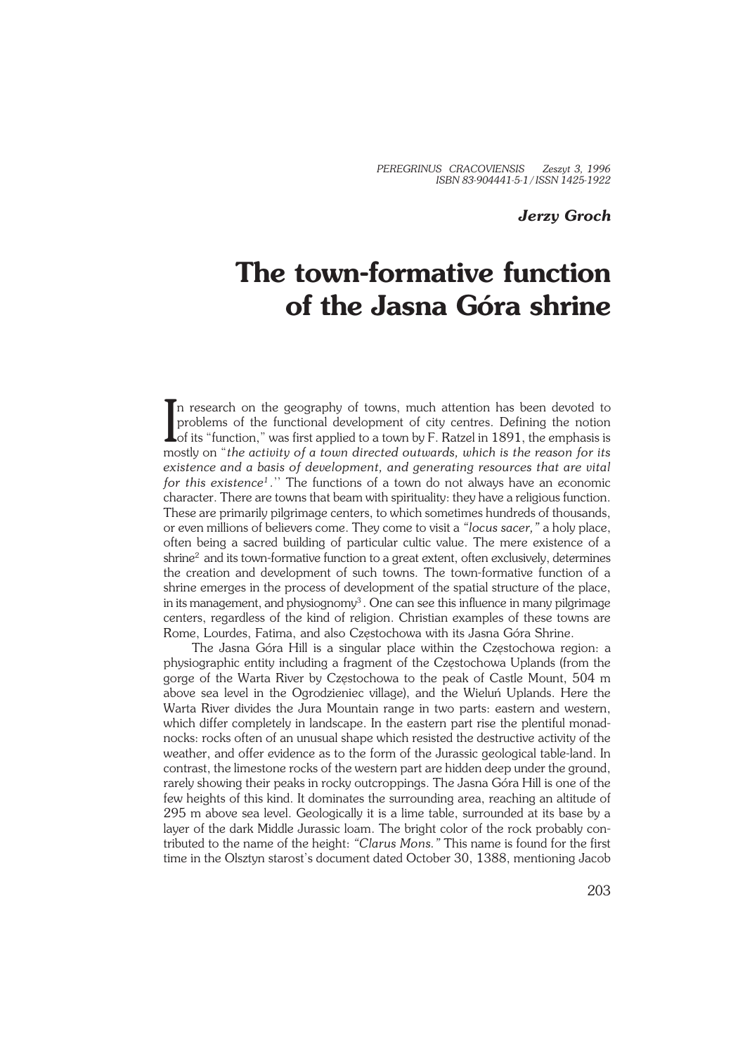PEREGRINUS CRACOVIENSIS Zeszyt 3, 1996
ISBN 83-904441-5-1 / ISSN 1425-1922

***Jerzy Groch***

# The town-formative function of the Jasna Góra shrine

In research on the geography of towns, much attention has been devoted to problems of the functional development of city centres. Defining the notion of its "function," was first applied to a town by F. Ratzel in 1891, the emphasis is mostly on "*the activity of a town directed outwards, which is the reason for its existence and a basis of development, and generating resources that are vital for this existence*[1]." The functions of a town do not always have an economic character. There are towns that beam with spirituality: they have a religious function. These are primarily pilgrimage centers, to which sometimes hundreds of thousands, or even millions of believers come. They come to visit a *"locus sacer,"* a holy place, often being a sacred building of particular cultic value. The mere existence of a shrine[2] and its town-formative function to a great extent, often exclusively, determines the creation and development of such towns. The town-formative function of a shrine emerges in the process of development of the spatial structure of the place, in its management, and physiognomy[3]. One can see this influence in many pilgrimage centers, regardless of the kind of religion. Christian examples of these towns are Rome, Lourdes, Fatima, and also Częstochowa with its Jasna Góra Shrine.

The Jasna Góra Hill is a singular place within the Częstochowa region: a physiographic entity including a fragment of the Częstochowa Uplands (from the gorge of the Warta River by Częstochowa to the peak of Castle Mount, 504 m above sea level in the Ogrodzieniec village), and the Wieluń Uplands. Here the Warta River divides the Jura Mountain range in two parts: eastern and western, which differ completely in landscape. In the eastern part rise the plentiful monadnocks: rocks often of an unusual shape which resisted the destructive activity of the weather, and offer evidence as to the form of the Jurassic geological table-land. In contrast, the limestone rocks of the western part are hidden deep under the ground, rarely showing their peaks in rocky outcroppings. The Jasna Góra Hill is one of the few heights of this kind. It dominates the surrounding area, reaching an altitude of 295 m above sea level. Geologically it is a lime table, surrounded at its base by a layer of the dark Middle Jurassic loam. The bright color of the rock probably contributed to the name of the height: *"Clarus Mons."* This name is found for the first time in the Olsztyn starost's document dated October 30, 1388, mentioning Jacob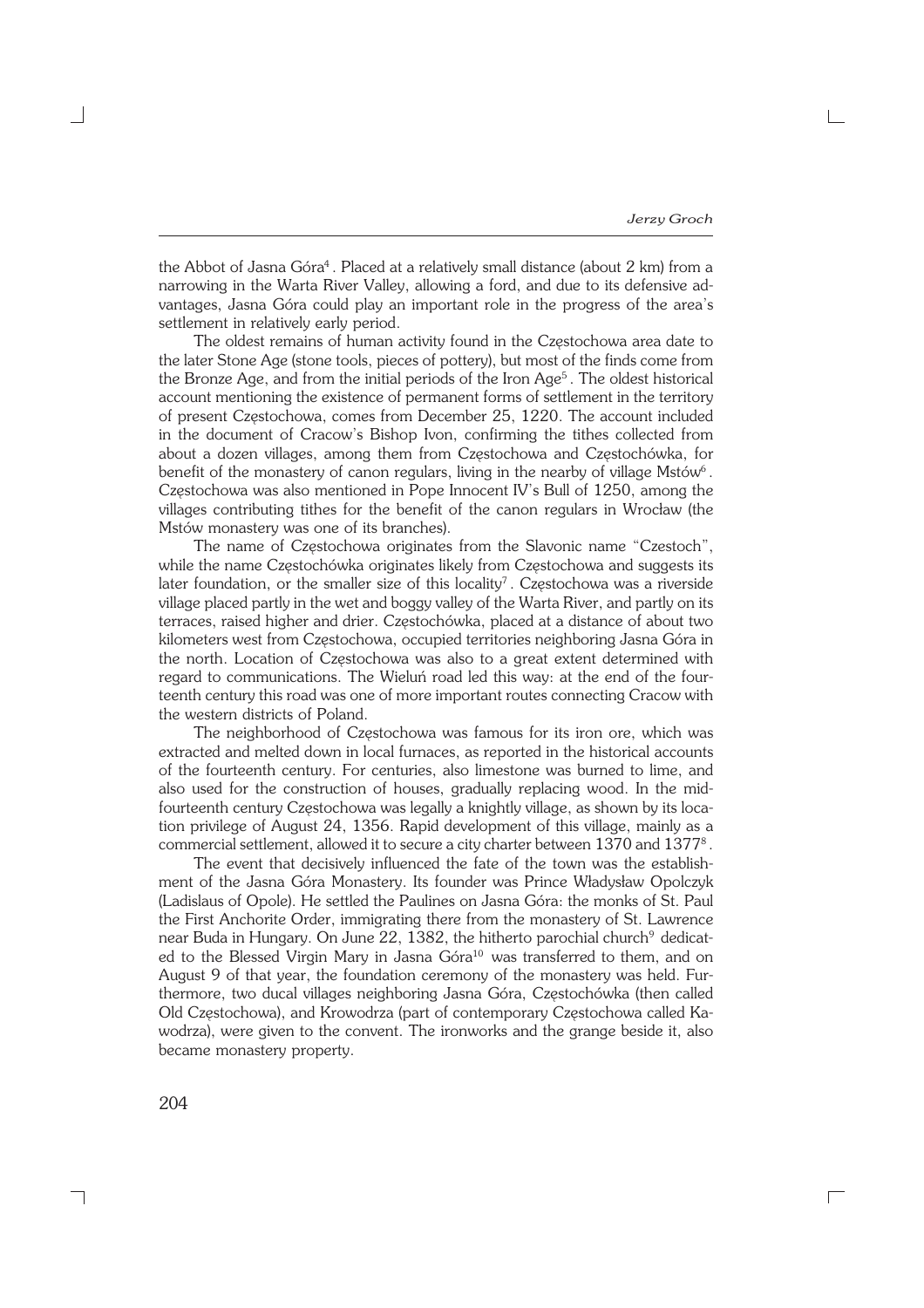the Abbot of Jasna Góra[4]. Placed at a relatively small distance (about 2 km) from a narrowing in the Warta River Valley, allowing a ford, and due to its defensive advantages, Jasna Góra could play an important role in the progress of the area's settlement in relatively early period.

The oldest remains of human activity found in the Częstochowa area date to the later Stone Age (stone tools, pieces of pottery), but most of the finds come from the Bronze Age, and from the initial periods of the Iron Age[5]. The oldest historical account mentioning the existence of permanent forms of settlement in the territory of present Częstochowa, comes from December 25, 1220. The account included in the document of Cracow's Bishop Ivon, confirming the tithes collected from about a dozen villages, among them from Częstochowa and Częstochówka, for benefit of the monastery of canon regulars, living in the nearby of village Mstów[6]. Częstochowa was also mentioned in Pope Innocent IV's Bull of 1250, among the villages contributing tithes for the benefit of the canon regulars in Wrocław (the Mstów monastery was one of its branches).

The name of Częstochowa originates from the Slavonic name "Czestoch", while the name Częstochówka originates likely from Częstochowa and suggests its later foundation, or the smaller size of this locality[7]. Częstochowa was a riverside village placed partly in the wet and boggy valley of the Warta River, and partly on its terraces, raised higher and drier. Częstochówka, placed at a distance of about two kilometers west from Częstochowa, occupied territories neighboring Jasna Góra in the north. Location of Częstochowa was also to a great extent determined with regard to communications. The Wieluń road led this way: at the end of the fourteenth century this road was one of more important routes connecting Cracow with the western districts of Poland.

The neighborhood of Częstochowa was famous for its iron ore, which was extracted and melted down in local furnaces, as reported in the historical accounts of the fourteenth century. For centuries, also limestone was burned to lime, and also used for the construction of houses, gradually replacing wood. In the mid-fourteenth century Częstochowa was legally a knightly village, as shown by its location privilege of August 24, 1356. Rapid development of this village, mainly as a commercial settlement, allowed it to secure a city charter between 1370 and 1377[8].

The event that decisively influenced the fate of the town was the establishment of the Jasna Góra Monastery. Its founder was Prince Władysław Opolczyk (Ladislaus of Opole). He settled the Paulines on Jasna Góra: the monks of St. Paul the First Anchorite Order, immigrating there from the monastery of St. Lawrence near Buda in Hungary. On June 22, 1382, the hitherto parochial church[9] dedicated to the Blessed Virgin Mary in Jasna Góra[10] was transferred to them, and on August 9 of that year, the foundation ceremony of the monastery was held. Furthermore, two ducal villages neighboring Jasna Góra, Częstochówka (then called Old Częstochowa), and Krowodrza (part of contemporary Częstochowa called Kawodrza), were given to the convent. The ironworks and the grange beside it, also became monastery property.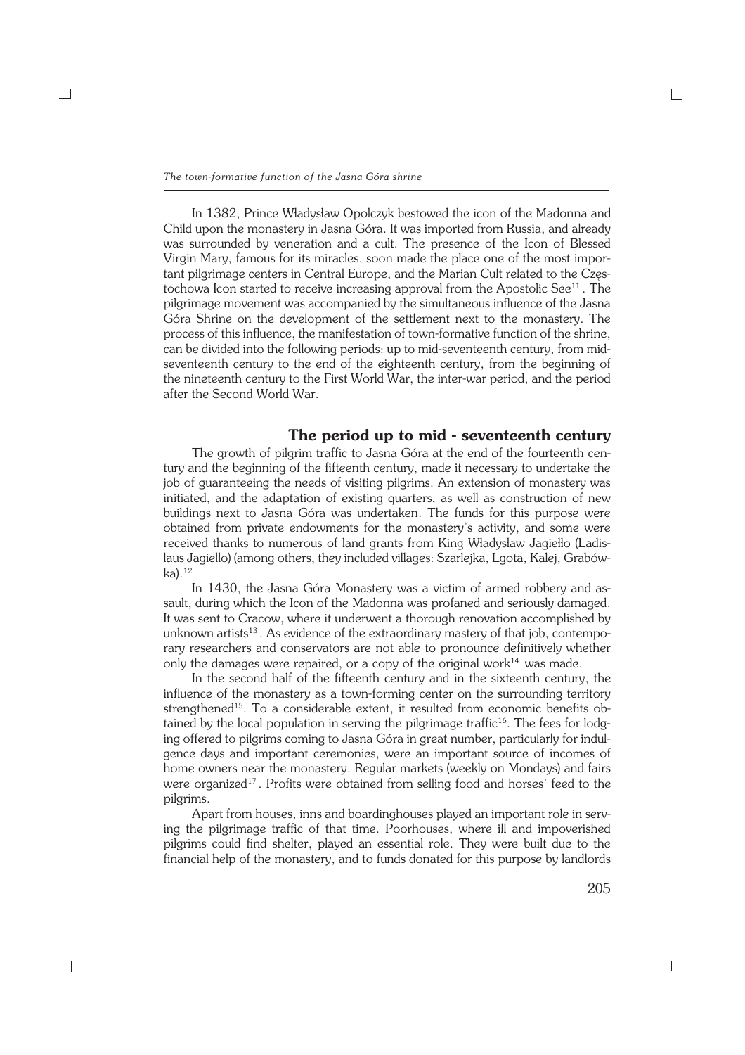In 1382, Prince Władysław Opolczyk bestowed the icon of the Madonna and Child upon the monastery in Jasna Góra. It was imported from Russia, and already was surrounded by veneration and a cult. The presence of the Icon of Blessed Virgin Mary, famous for its miracles, soon made the place one of the most important pilgrimage centers in Central Europe, and the Marian Cult related to the Częstochowa Icon started to receive increasing approval from the Apostolic See[11]. The pilgrimage movement was accompanied by the simultaneous influence of the Jasna Góra Shrine on the development of the settlement next to the monastery. The process of this influence, the manifestation of town-formative function of the shrine, can be divided into the following periods: up to mid-seventeenth century, from mid-seventeenth century to the end of the eighteenth century, from the beginning of the nineteenth century to the First World War, the inter-war period, and the period after the Second World War.

## The period up to mid - seventeenth century

The growth of pilgrim traffic to Jasna Góra at the end of the fourteenth century and the beginning of the fifteenth century, made it necessary to undertake the job of guaranteeing the needs of visiting pilgrims. An extension of monastery was initiated, and the adaptation of existing quarters, as well as construction of new buildings next to Jasna Góra was undertaken. The funds for this purpose were obtained from private endowments for the monastery's activity, and some were received thanks to numerous of land grants from King Władysław Jagiełło (Ladislaus Jagiello) (among others, they included villages: Szarlejka, Lgota, Kalej, Grabówka).[12]

In 1430, the Jasna Góra Monastery was a victim of armed robbery and assault, during which the Icon of the Madonna was profaned and seriously damaged. It was sent to Cracow, where it underwent a thorough renovation accomplished by unknown artists[13]. As evidence of the extraordinary mastery of that job, contemporary researchers and conservators are not able to pronounce definitively whether only the damages were repaired, or a copy of the original work[14] was made.

In the second half of the fifteenth century and in the sixteenth century, the influence of the monastery as a town-forming center on the surrounding territory strengthened[15]. To a considerable extent, it resulted from economic benefits obtained by the local population in serving the pilgrimage traffic[16]. The fees for lodging offered to pilgrims coming to Jasna Góra in great number, particularly for indulgence days and important ceremonies, were an important source of incomes of home owners near the monastery. Regular markets (weekly on Mondays) and fairs were organized[17]. Profits were obtained from selling food and horses' feed to the pilgrims.

Apart from houses, inns and boardinghouses played an important role in serving the pilgrimage traffic of that time. Poorhouses, where ill and impoverished pilgrims could find shelter, played an essential role. They were built due to the financial help of the monastery, and to funds donated for this purpose by landlords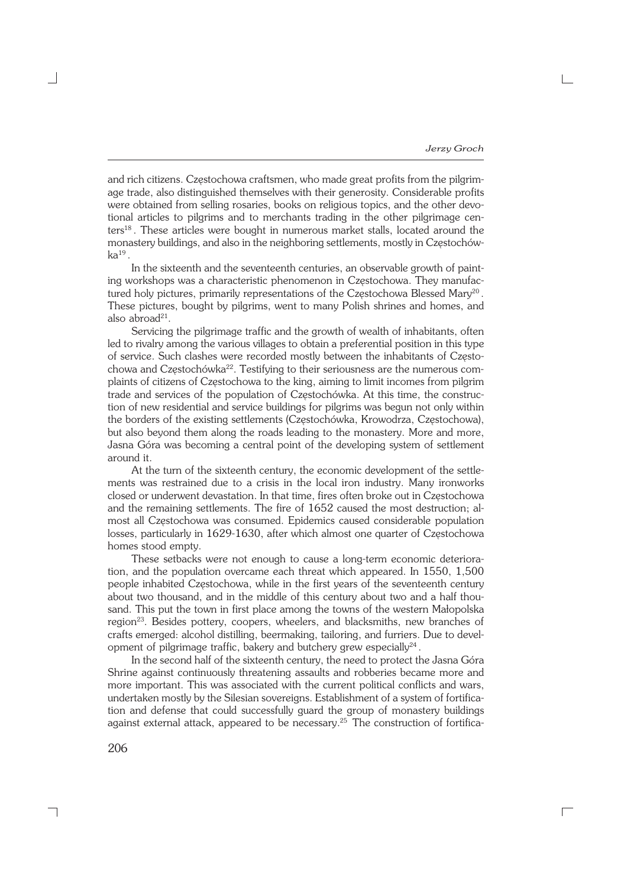and rich citizens. Częstochowa craftsmen, who made great profits from the pilgrimage trade, also distinguished themselves with their generosity. Considerable profits were obtained from selling rosaries, books on religious topics, and the other devotional articles to pilgrims and to merchants trading in the other pilgrimage centers[18]. These articles were bought in numerous market stalls, located around the monastery buildings, and also in the neighboring settlements, mostly in Częstochówka[19].

In the sixteenth and the seventeenth centuries, an observable growth of painting workshops was a characteristic phenomenon in Częstochowa. They manufactured holy pictures, primarily representations of the Częstochowa Blessed Mary[20]. These pictures, bought by pilgrims, went to many Polish shrines and homes, and also abroad[21].

Servicing the pilgrimage traffic and the growth of wealth of inhabitants, often led to rivalry among the various villages to obtain a preferential position in this type of service. Such clashes were recorded mostly between the inhabitants of Częstochowa and Częstochówka[22]. Testifying to their seriousness are the numerous complaints of citizens of Częstochowa to the king, aiming to limit incomes from pilgrim trade and services of the population of Częstochówka. At this time, the construction of new residential and service buildings for pilgrims was begun not only within the borders of the existing settlements (Częstochówka, Krowodrza, Częstochowa), but also beyond them along the roads leading to the monastery. More and more, Jasna Góra was becoming a central point of the developing system of settlement around it.

At the turn of the sixteenth century, the economic development of the settlements was restrained due to a crisis in the local iron industry. Many ironworks closed or underwent devastation. In that time, fires often broke out in Częstochowa and the remaining settlements. The fire of 1652 caused the most destruction; almost all Częstochowa was consumed. Epidemics caused considerable population losses, particularly in 1629-1630, after which almost one quarter of Częstochowa homes stood empty.

These setbacks were not enough to cause a long-term economic deterioration, and the population overcame each threat which appeared. In 1550, 1,500 people inhabited Częstochowa, while in the first years of the seventeenth century about two thousand, and in the middle of this century about two and a half thousand. This put the town in first place among the towns of the western Małopolska region[23]. Besides pottery, coopers, wheelers, and blacksmiths, new branches of crafts emerged: alcohol distilling, beermaking, tailoring, and furriers. Due to development of pilgrimage traffic, bakery and butchery grew especially[24].

In the second half of the sixteenth century, the need to protect the Jasna Góra Shrine against continuously threatening assaults and robberies became more and more important. This was associated with the current political conflicts and wars, undertaken mostly by the Silesian sovereigns. Establishment of a system of fortification and defense that could successfully guard the group of monastery buildings against external attack, appeared to be necessary.[25] The construction of fortifica-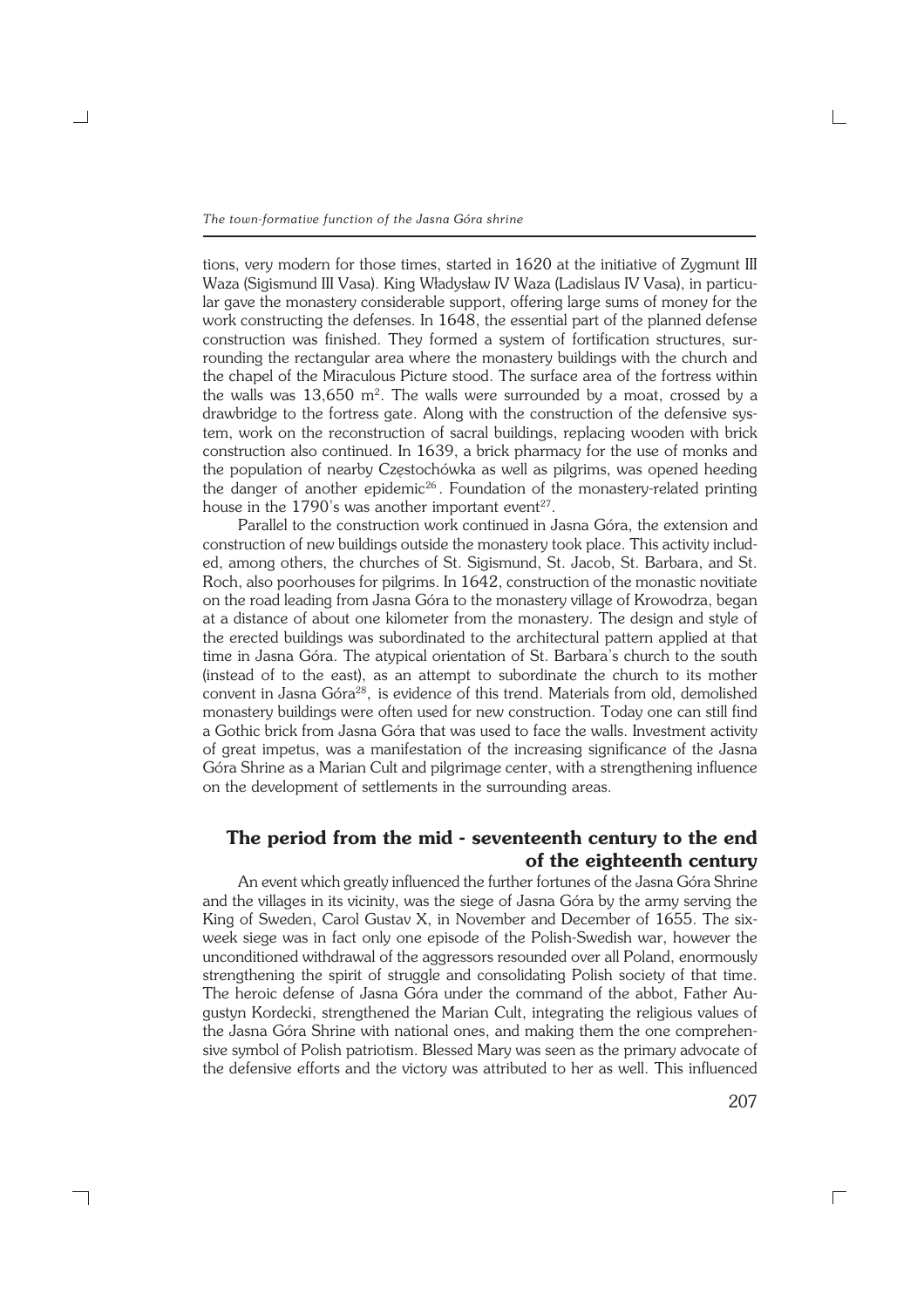tions, very modern for those times, started in 1620 at the initiative of Zygmunt III Waza (Sigismund III Vasa). King Władysław IV Waza (Ladislaus IV Vasa), in particular gave the monastery considerable support, offering large sums of money for the work constructing the defenses. In 1648, the essential part of the planned defense construction was finished. They formed a system of fortification structures, surrounding the rectangular area where the monastery buildings with the church and the chapel of the Miraculous Picture stood. The surface area of the fortress within the walls was 13,650 $m^2$. The walls were surrounded by a moat, crossed by a drawbridge to the fortress gate. Along with the construction of the defensive system, work on the reconstruction of sacral buildings, replacing wooden with brick construction also continued. In 1639, a brick pharmacy for the use of monks and the population of nearby Częstochówka as well as pilgrims, was opened heeding the danger of another epidemic[26]. Foundation of the monastery-related printing house in the 1790's was another important event[27].

Parallel to the construction work continued in Jasna Góra, the extension and construction of new buildings outside the monastery took place. This activity included, among others, the churches of St. Sigismund, St. Jacob, St. Barbara, and St. Roch, also poorhouses for pilgrims. In 1642, construction of the monastic novitiate on the road leading from Jasna Góra to the monastery village of Krowodrza, began at a distance of about one kilometer from the monastery. The design and style of the erected buildings was subordinated to the architectural pattern applied at that time in Jasna Góra. The atypical orientation of St. Barbara's church to the south (instead of to the east), as an attempt to subordinate the church to its mother convent in Jasna Góra[28], is evidence of this trend. Materials from old, demolished monastery buildings were often used for new construction. Today one can still find a Gothic brick from Jasna Góra that was used to face the walls. Investment activity of great impetus, was a manifestation of the increasing significance of the Jasna Góra Shrine as a Marian Cult and pilgrimage center, with a strengthening influence on the development of settlements in the surrounding areas.

## The period from the mid - seventeenth century to the end of the eighteenth century

An event which greatly influenced the further fortunes of the Jasna Góra Shrine and the villages in its vicinity, was the siege of Jasna Góra by the army serving the King of Sweden, Carol Gustav X, in November and December of 1655. The six-week siege was in fact only one episode of the Polish-Swedish war, however the unconditioned withdrawal of the aggressors resounded over all Poland, enormously strengthening the spirit of struggle and consolidating Polish society of that time. The heroic defense of Jasna Góra under the command of the abbot, Father Augustyn Kordecki, strengthened the Marian Cult, integrating the religious values of the Jasna Góra Shrine with national ones, and making them the one comprehensive symbol of Polish patriotism. Blessed Mary was seen as the primary advocate of the defensive efforts and the victory was attributed to her as well. This influenced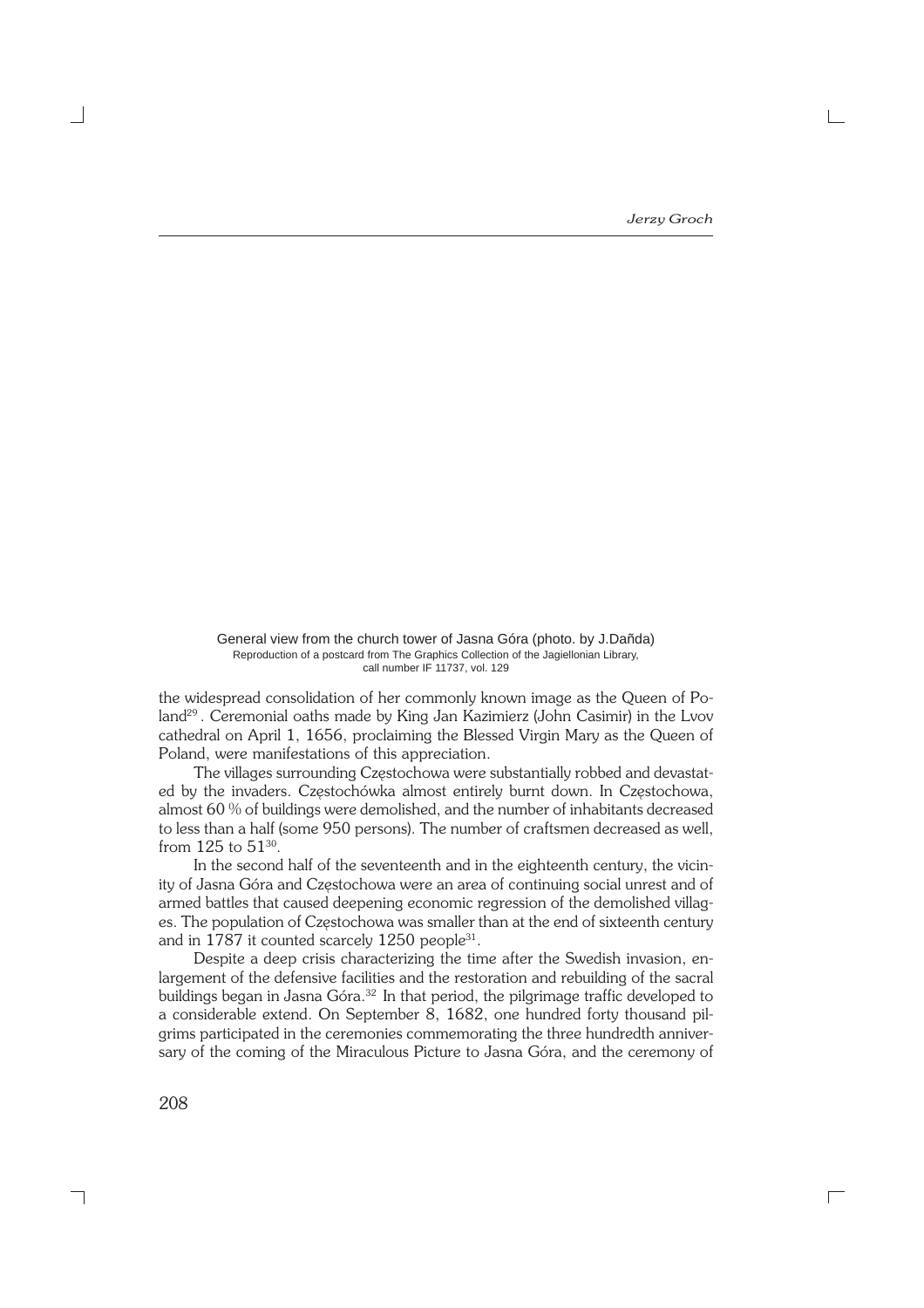General view from the church tower of Jasna Góra (photo. by J.Dañda)
Reproduction of a postcard from The Graphics Collection of the Jagiellonian Library, call number IF 11737, vol. 129

the widespread consolidation of her commonly known image as the Queen of Poland[29]. Ceremonial oaths made by King Jan Kazimierz (John Casimir) in the Lvov cathedral on April 1, 1656, proclaiming the Blessed Virgin Mary as the Queen of Poland, were manifestations of this appreciation.

The villages surrounding Częstochowa were substantially robbed and devastated by the invaders. Częstochówka almost entirely burnt down. In Częstochowa, almost 60 % of buildings were demolished, and the number of inhabitants decreased to less than a half (some 950 persons). The number of craftsmen decreased as well, from 125 to 51[30].

In the second half of the seventeenth and in the eighteenth century, the vicinity of Jasna Góra and Częstochowa were an area of continuing social unrest and of armed battles that caused deepening economic regression of the demolished villages. The population of Częstochowa was smaller than at the end of sixteenth century and in 1787 it counted scarcely 1250 people[31].

Despite a deep crisis characterizing the time after the Swedish invasion, enlargement of the defensive facilities and the restoration and rebuilding of the sacral buildings began in Jasna Góra.[32] In that period, the pilgrimage traffic developed to a considerable extend. On September 8, 1682, one hundred forty thousand pilgrims participated in the ceremonies commemorating the three hundredth anniversary of the coming of the Miraculous Picture to Jasna Góra, and the ceremony of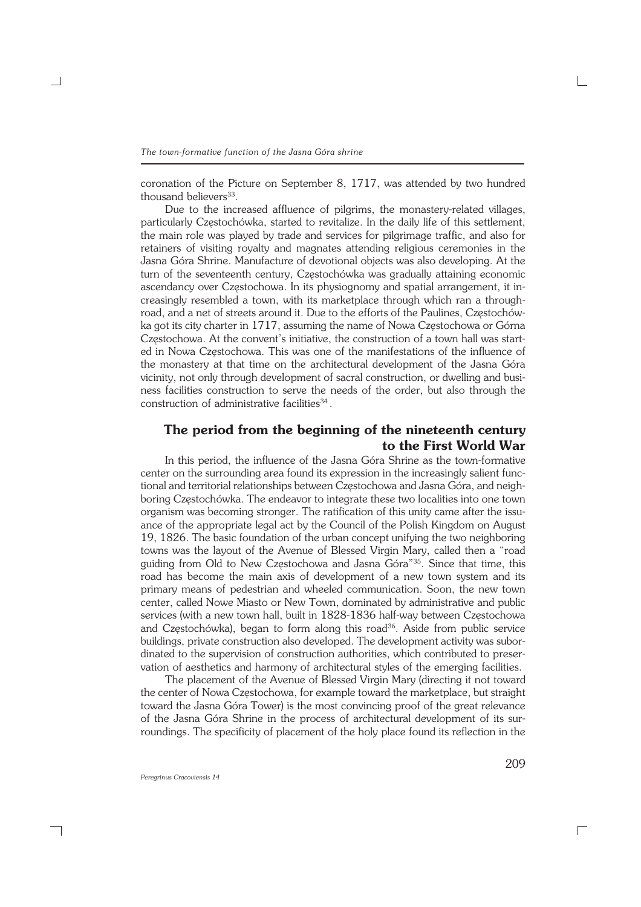coronation of the Picture on September 8, 1717, was attended by two hundred thousand believers[33].

Due to the increased affluence of pilgrims, the monastery-related villages, particularly Częstochówka, started to revitalize. In the daily life of this settlement, the main role was played by trade and services for pilgrimage traffic, and also for retainers of visiting royalty and magnates attending religious ceremonies in the Jasna Góra Shrine. Manufacture of devotional objects was also developing. At the turn of the seventeenth century, Częstochówka was gradually attaining economic ascendancy over Częstochowa. In its physiognomy and spatial arrangement, it increasingly resembled a town, with its marketplace through which ran a through-road, and a net of streets around it. Due to the efforts of the Paulines, Częstochówka got its city charter in 1717, assuming the name of Nowa Częstochowa or Górna Częstochowa. At the convent's initiative, the construction of a town hall was started in Nowa Częstochowa. This was one of the manifestations of the influence of the monastery at that time on the architectural development of the Jasna Góra vicinity, not only through development of sacral construction, or dwelling and business facilities construction to serve the needs of the order, but also through the construction of administrative facilities[34].

## The period from the beginning of the nineteenth century to the First World War

In this period, the influence of the Jasna Góra Shrine as the town-formative center on the surrounding area found its expression in the increasingly salient functional and territorial relationships between Częstochowa and Jasna Góra, and neighboring Częstochówka. The endeavor to integrate these two localities into one town organism was becoming stronger. The ratification of this unity came after the issuance of the appropriate legal act by the Council of the Polish Kingdom on August 19, 1826. The basic foundation of the urban concept unifying the two neighboring towns was the layout of the Avenue of Blessed Virgin Mary, called then a "road guiding from Old to New Częstochowa and Jasna Góra"[35]. Since that time, this road has become the main axis of development of a new town system and its primary means of pedestrian and wheeled communication. Soon, the new town center, called Nowe Miasto or New Town, dominated by administrative and public services (with a new town hall, built in 1828-1836 half-way between Częstochowa and Częstochówka), began to form along this road[36]. Aside from public service buildings, private construction also developed. The development activity was subordinated to the supervision of construction authorities, which contributed to preservation of aesthetics and harmony of architectural styles of the emerging facilities.

The placement of the Avenue of Blessed Virgin Mary (directing it not toward the center of Nowa Częstochowa, for example toward the marketplace, but straight toward the Jasna Góra Tower) is the most convincing proof of the great relevance of the Jasna Góra Shrine in the process of architectural development of its surroundings. The specificity of placement of the holy place found its reflection in the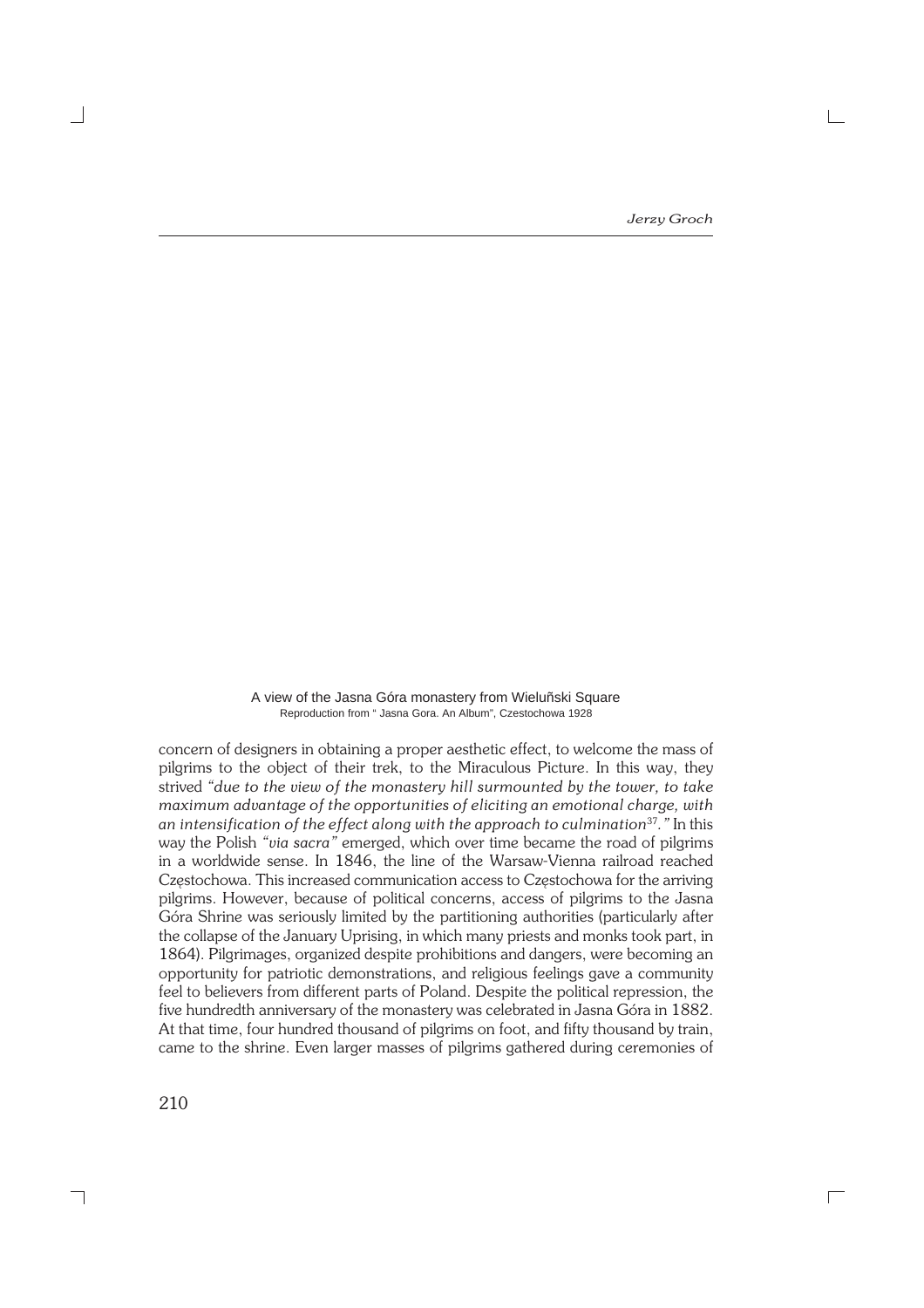A view of the Jasna Góra monastery from Wieluñski Square
Reproduction from " Jasna Gora. An Album", Czestochowa 1928

concern of designers in obtaining a proper aesthetic effect, to welcome the mass of pilgrims to the object of their trek, to the Miraculous Picture. In this way, they strived *"due to the view of the monastery hill surmounted by the tower, to take maximum advantage of the opportunities of eliciting an emotional charge, with an intensification of the effect along with the approach to culmination*[37]*."* In this way the Polish *"via sacra"* emerged, which over time became the road of pilgrims in a worldwide sense. In 1846, the line of the Warsaw-Vienna railroad reached Częstochowa. This increased communication access to Częstochowa for the arriving pilgrims. However, because of political concerns, access of pilgrims to the Jasna Góra Shrine was seriously limited by the partitioning authorities (particularly after the collapse of the January Uprising, in which many priests and monks took part, in 1864). Pilgrimages, organized despite prohibitions and dangers, were becoming an opportunity for patriotic demonstrations, and religious feelings gave a community feel to believers from different parts of Poland. Despite the political repression, the five hundredth anniversary of the monastery was celebrated in Jasna Góra in 1882. At that time, four hundred thousand of pilgrims on foot, and fifty thousand by train, came to the shrine. Even larger masses of pilgrims gathered during ceremonies of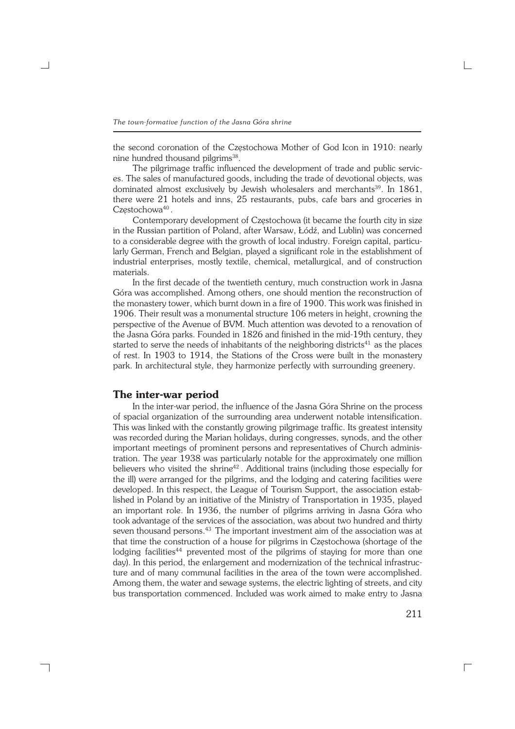the second coronation of the Częstochowa Mother of God Icon in 1910: nearly nine hundred thousand pilgrims[38].

The pilgrimage traffic influenced the development of trade and public services. The sales of manufactured goods, including the trade of devotional objects, was dominated almost exclusively by Jewish wholesalers and merchants[39]. In 1861, there were 21 hotels and inns, 25 restaurants, pubs, cafe bars and groceries in Częstochowa[40].

Contemporary development of Częstochowa (it became the fourth city in size in the Russian partition of Poland, after Warsaw, Łódź, and Lublin) was concerned to a considerable degree with the growth of local industry. Foreign capital, particularly German, French and Belgian, played a significant role in the establishment of industrial enterprises, mostly textile, chemical, metallurgical, and of construction materials.

In the first decade of the twentieth century, much construction work in Jasna Góra was accomplished. Among others, one should mention the reconstruction of the monastery tower, which burnt down in a fire of 1900. This work was finished in 1906. Their result was a monumental structure 106 meters in height, crowning the perspective of the Avenue of BVM. Much attention was devoted to a renovation of the Jasna Góra parks. Founded in 1826 and finished in the mid-19th century, they started to serve the needs of inhabitants of the neighboring districts[41] as the places of rest. In 1903 to 1914, the Stations of the Cross were built in the monastery park. In architectural style, they harmonize perfectly with surrounding greenery.

## The inter-war period

In the inter-war period, the influence of the Jasna Góra Shrine on the process of spacial organization of the surrounding area underwent notable intensification. This was linked with the constantly growing pilgrimage traffic. Its greatest intensity was recorded during the Marian holidays, during congresses, synods, and the other important meetings of prominent persons and representatives of Church administration. The year 1938 was particularly notable for the approximately one million believers who visited the shrine[42]. Additional trains (including those especially for the ill) were arranged for the pilgrims, and the lodging and catering facilities were developed. In this respect, the League of Tourism Support, the association established in Poland by an initiative of the Ministry of Transportation in 1935, played an important role. In 1936, the number of pilgrims arriving in Jasna Góra who took advantage of the services of the association, was about two hundred and thirty seven thousand persons.[43] The important investment aim of the association was at that time the construction of a house for pilgrims in Częstochowa (shortage of the lodging facilities[44] prevented most of the pilgrims of staying for more than one day). In this period, the enlargement and modernization of the technical infrastructure and of many communal facilities in the area of the town were accomplished. Among them, the water and sewage systems, the electric lighting of streets, and city bus transportation commenced. Included was work aimed to make entry to Jasna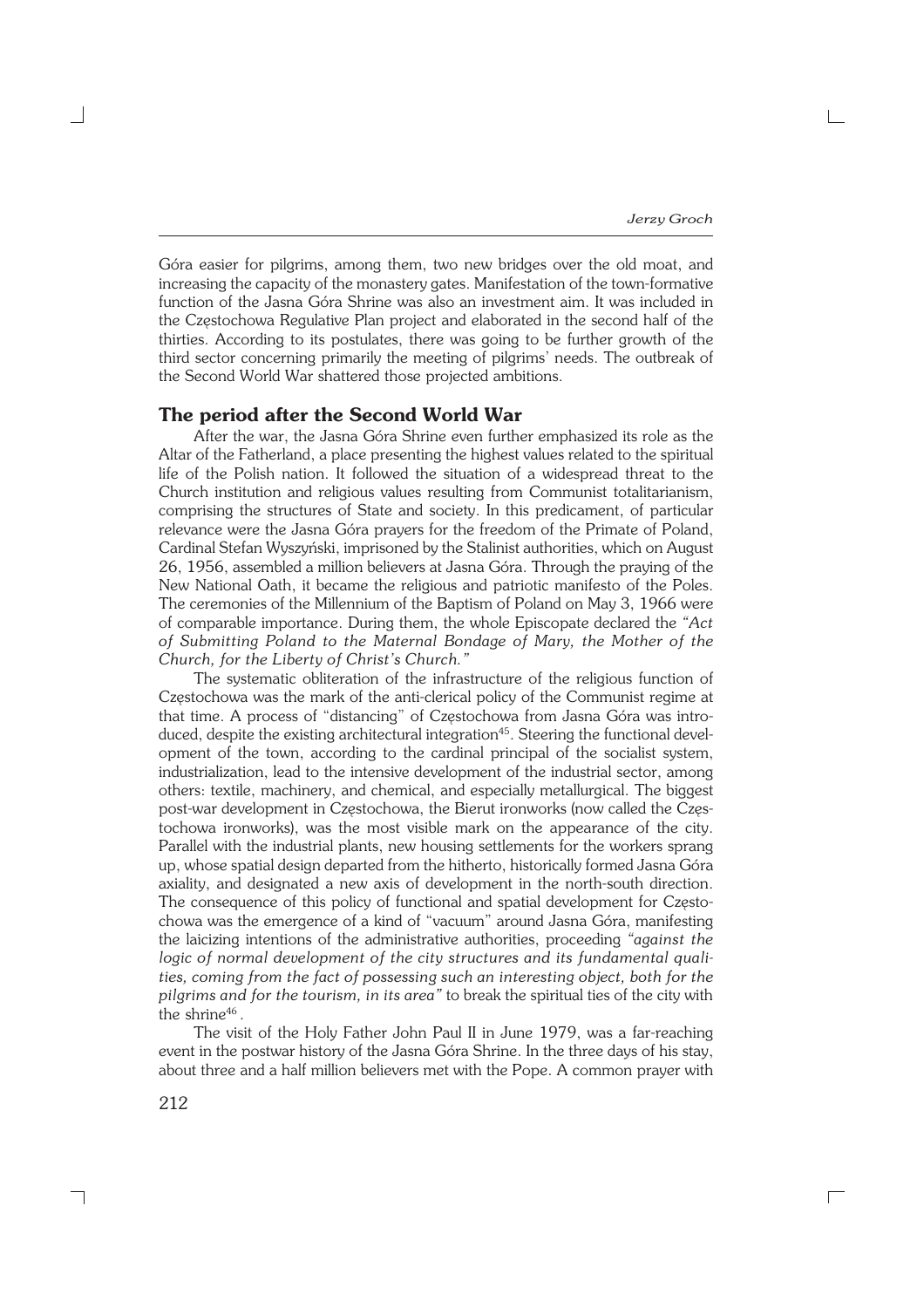Góra easier for pilgrims, among them, two new bridges over the old moat, and increasing the capacity of the monastery gates. Manifestation of the town-formative function of the Jasna Góra Shrine was also an investment aim. It was included in the Częstochowa Regulative Plan project and elaborated in the second half of the thirties. According to its postulates, there was going to be further growth of the third sector concerning primarily the meeting of pilgrims' needs. The outbreak of the Second World War shattered those projected ambitions.

## The period after the Second World War

After the war, the Jasna Góra Shrine even further emphasized its role as the Altar of the Fatherland, a place presenting the highest values related to the spiritual life of the Polish nation. It followed the situation of a widespread threat to the Church institution and religious values resulting from Communist totalitarianism, comprising the structures of State and society. In this predicament, of particular relevance were the Jasna Góra prayers for the freedom of the Primate of Poland, Cardinal Stefan Wyszyński, imprisoned by the Stalinist authorities, which on August 26, 1956, assembled a million believers at Jasna Góra. Through the praying of the New National Oath, it became the religious and patriotic manifesto of the Poles. The ceremonies of the Millennium of the Baptism of Poland on May 3, 1966 were of comparable importance. During them, the whole Episcopate declared the *"Act of Submitting Poland to the Maternal Bondage of Mary, the Mother of the Church, for the Liberty of Christ's Church."*

The systematic obliteration of the infrastructure of the religious function of Częstochowa was the mark of the anti-clerical policy of the Communist regime at that time. A process of "distancing" of Częstochowa from Jasna Góra was introduced, despite the existing architectural integration[45]. Steering the functional development of the town, according to the cardinal principal of the socialist system, industrialization, lead to the intensive development of the industrial sector, among others: textile, machinery, and chemical, and especially metallurgical. The biggest post-war development in Częstochowa, the Bierut ironworks (now called the Częstochowa ironworks), was the most visible mark on the appearance of the city. Parallel with the industrial plants, new housing settlements for the workers sprang up, whose spatial design departed from the hitherto, historically formed Jasna Góra axiality, and designated a new axis of development in the north-south direction. The consequence of this policy of functional and spatial development for Częstochowa was the emergence of a kind of "vacuum" around Jasna Góra, manifesting the laicizing intentions of the administrative authorities, proceeding *"against the logic of normal development of the city structures and its fundamental qualities, coming from the fact of possessing such an interesting object, both for the pilgrims and for the tourism, in its area"* to break the spiritual ties of the city with the shrine[46].

The visit of the Holy Father John Paul II in June 1979, was a far-reaching event in the postwar history of the Jasna Góra Shrine. In the three days of his stay, about three and a half million believers met with the Pope. A common prayer with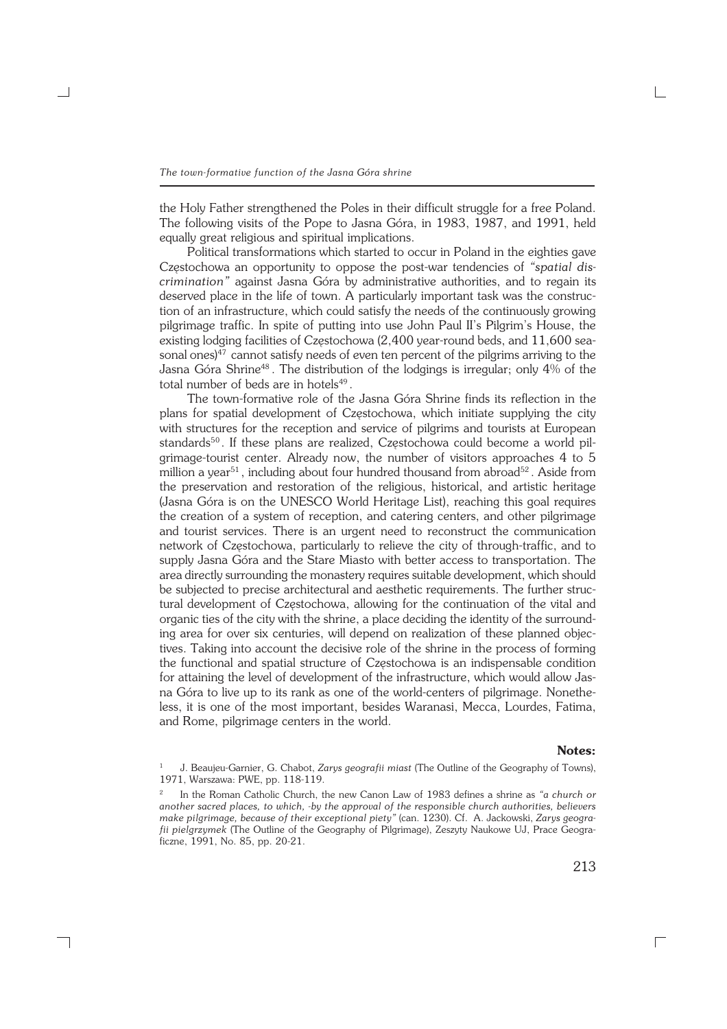the Holy Father strengthened the Poles in their difficult struggle for a free Poland. The following visits of the Pope to Jasna Góra, in 1983, 1987, and 1991, held equally great religious and spiritual implications.

Political transformations which started to occur in Poland in the eighties gave Częstochowa an opportunity to oppose the post-war tendencies of *"spatial discrimination"* against Jasna Góra by administrative authorities, and to regain its deserved place in the life of town. A particularly important task was the construction of an infrastructure, which could satisfy the needs of the continuously growing pilgrimage traffic. In spite of putting into use John Paul II's Pilgrim's House, the existing lodging facilities of Częstochowa (2,400 year-round beds, and 11,600 seasonal ones)[47] cannot satisfy needs of even ten percent of the pilgrims arriving to the Jasna Góra Shrine[48]. The distribution of the lodgings is irregular; only 4% of the total number of beds are in hotels[49].

The town-formative role of the Jasna Góra Shrine finds its reflection in the plans for spatial development of Częstochowa, which initiate supplying the city with structures for the reception and service of pilgrims and tourists at European standards[50]. If these plans are realized, Częstochowa could become a world pilgrimage-tourist center. Already now, the number of visitors approaches 4 to 5 million a year[51], including about four hundred thousand from abroad[52]. Aside from the preservation and restoration of the religious, historical, and artistic heritage (Jasna Góra is on the UNESCO World Heritage List), reaching this goal requires the creation of a system of reception, and catering centers, and other pilgrimage and tourist services. There is an urgent need to reconstruct the communication network of Częstochowa, particularly to relieve the city of through-traffic, and to supply Jasna Góra and the Stare Miasto with better access to transportation. The area directly surrounding the monastery requires suitable development, which should be subjected to precise architectural and aesthetic requirements. The further structural development of Częstochowa, allowing for the continuation of the vital and organic ties of the city with the shrine, a place deciding the identity of the surrounding area for over six centuries, will depend on realization of these planned objectives. Taking into account the decisive role of the shrine in the process of forming the functional and spatial structure of Częstochowa is an indispensable condition for attaining the level of development of the infrastructure, which would allow Jasna Góra to live up to its rank as one of the world-centers of pilgrimage. Nonetheless, it is one of the most important, besides Waranasi, Mecca, Lourdes, Fatima, and Rome, pilgrimage centers in the world.

## Notes:

[1] J. Beaujeu-Garnier, G. Chabot, *Zarys geografii miast* (The Outline of the Geography of Towns), 1971, Warszawa: PWE, pp. 118-119.

[2] In the Roman Catholic Church, the new Canon Law of 1983 defines a shrine as *"a church or another sacred places, to which, -by the approval of the responsible church authorities, believers make pilgrimage, because of their exceptional piety"* (can. 1230). Cf. A. Jackowski, *Zarys geografii pielgrzymek* (The Outline of the Geography of Pilgrimage), Zeszyty Naukowe UJ, Prace Geograficzne, 1991, No. 85, pp. 20-21.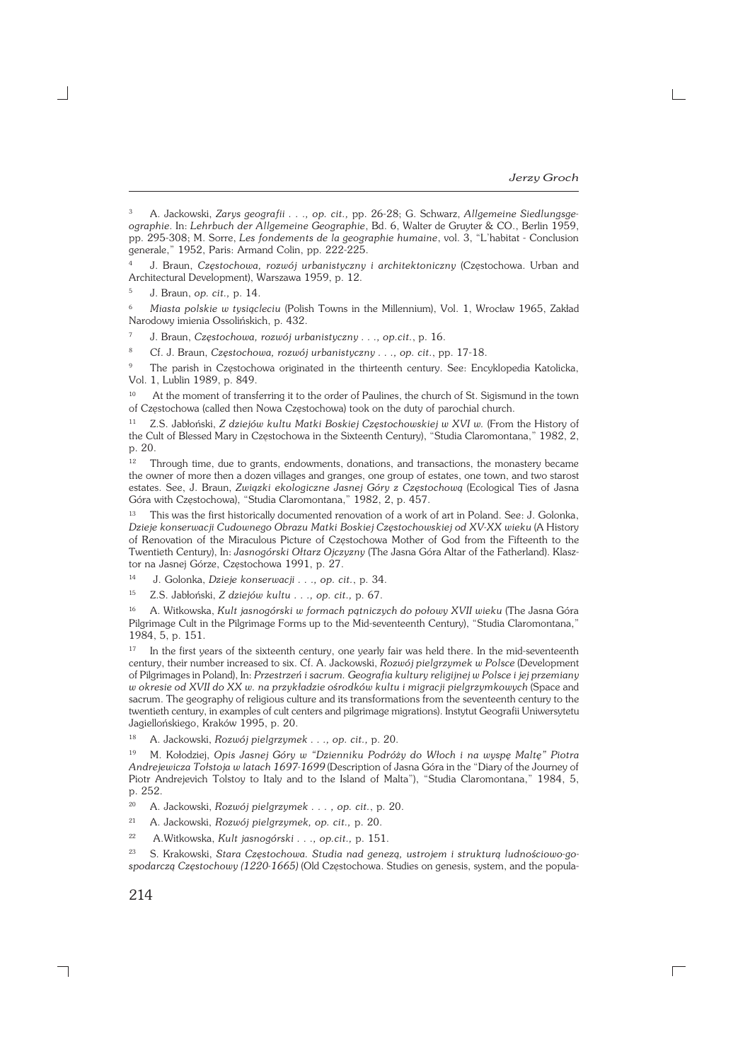[3] A. Jackowski, *Zarys geografii . . ., op. cit.,* pp. 26-28; G. Schwarz, *Allgemeine Siedlungsgeographie*. In: *Lehrbuch der Allgemeine Geographie*, Bd. 6, Walter de Gruyter & CO., Berlin 1959, pp. 295-308; M. Sorre, *Les fondements de la geographie humaine*, vol. 3, "L'habitat - Conclusion generale," 1952, Paris: Armand Colin, pp. 222-225.

[4] J. Braun, *Częstochowa, rozwój urbanistyczny i architektoniczny* (Częstochowa. Urban and Architectural Development), Warszawa 1959, p. 12.

[5] J. Braun, *op. cit.,* p. 14.

[6] *Miasta polskie w tysiącleciu* (Polish Towns in the Millennium), Vol. 1, Wrocław 1965, Zakład Narodowy imienia Ossolińskich, p. 432.

[7] J. Braun, *Częstochowa, rozwój urbanistyczny . . ., op.cit.*, p. 16.

[8] Cf. J. Braun, *Częstochowa, rozwój urbanistyczny . . ., op. cit.*, pp. 17-18.

[9] The parish in Częstochowa originated in the thirteenth century. See: Encyklopedia Katolicka, Vol. 1, Lublin 1989, p. 849.

[10] At the moment of transferring it to the order of Paulines, the church of St. Sigismund in the town of Częstochowa (called then Nowa Częstochowa) took on the duty of parochial church.

[11] Z.S. Jabłoński, *Z dziejów kultu Matki Boskiej Częstochowskiej w XVI w.* (From the History of the Cult of Blessed Mary in Częstochowa in the Sixteenth Century), "Studia Claromontana," 1982, 2, p. 20.

[12] Through time, due to grants, endowments, donations, and transactions, the monastery became the owner of more then a dozen villages and granges, one group of estates, one town, and two starost estates. See, J. Braun, *Związki ekologiczne Jasnej Góry z Częstochową* (Ecological Ties of Jasna Góra with Częstochowa), "Studia Claromontana," 1982, 2, p. 457.

[13] This was the first historically documented renovation of a work of art in Poland. See: J. Golonka, *Dzieje konserwacji Cudownego Obrazu Matki Boskiej Częstochowskiej od XV-XX wieku* (A History of Renovation of the Miraculous Picture of Częstochowa Mother of God from the Fifteenth to the Twentieth Century), In: *Jasnogórski Ołtarz Ojczyzny* (The Jasna Góra Altar of the Fatherland). Klasztor na Jasnej Górze, Częstochowa 1991, p. 27.

[14] J. Golonka, *Dzieje konserwacji . . ., op. cit.*, p. 34.

[15] Z.S. Jabłoński, *Z dziejów kultu . . ., op. cit.,* p. 67.

[16] A. Witkowska, *Kult jasnogórski w formach pątniczych do połowy XVII wieku* (The Jasna Góra Pilgrimage Cult in the Pilgrimage Forms up to the Mid-seventeenth Century), "Studia Claromontana," 1984, 5, p. 151.

[17] In the first years of the sixteenth century, one yearly fair was held there. In the mid-seventeenth century, their number increased to six. Cf. A. Jackowski, *Rozwój pielgrzymek w Polsce* (Development of Pilgrimages in Poland), In: *Przestrzeń i sacrum. Geografia kultury religijnej w Polsce i jej przemiany w okresie od XVII do XX w. na przykładzie ośrodków kultu i migracji pielgrzymkowych* (Space and sacrum. The geography of religious culture and its transformations from the seventeenth century to the twentieth century, in examples of cult centers and pilgrimage migrations). Instytut Geografii Uniwersytetu Jagiellońskiego, Kraków 1995, p. 20.

[18] A. Jackowski, *Rozwój pielgrzymek . . ., op. cit.,* p. 20.

[19] M. Kołodziej, *Opis Jasnej Góry w "Dzienniku Podróży do Włoch i na wyspę Maltę" Piotra Andrejewicza Tołstoja w latach 1697-1699* (Description of Jasna Góra in the "Diary of the Journey of Piotr Andrejevich Tolstoy to Italy and to the Island of Malta"), "Studia Claromontana," 1984, 5, p. 252.

[20] A. Jackowski, *Rozwój pielgrzymek . . . , op. cit.*, p. 20.

[21] A. Jackowski, *Rozwój pielgrzymek, op. cit.,* p. 20.

[22] A.Witkowska, *Kult jasnogórski . . ., op.cit.,* p. 151.

[23] S. Krakowski, *Stara Częstochowa. Studia nad genezą, ustrojem i strukturą ludnościowo-gospodarczą Częstochowy (1220-1665)* (Old Częstochowa. Studies on genesis, system, and the popula-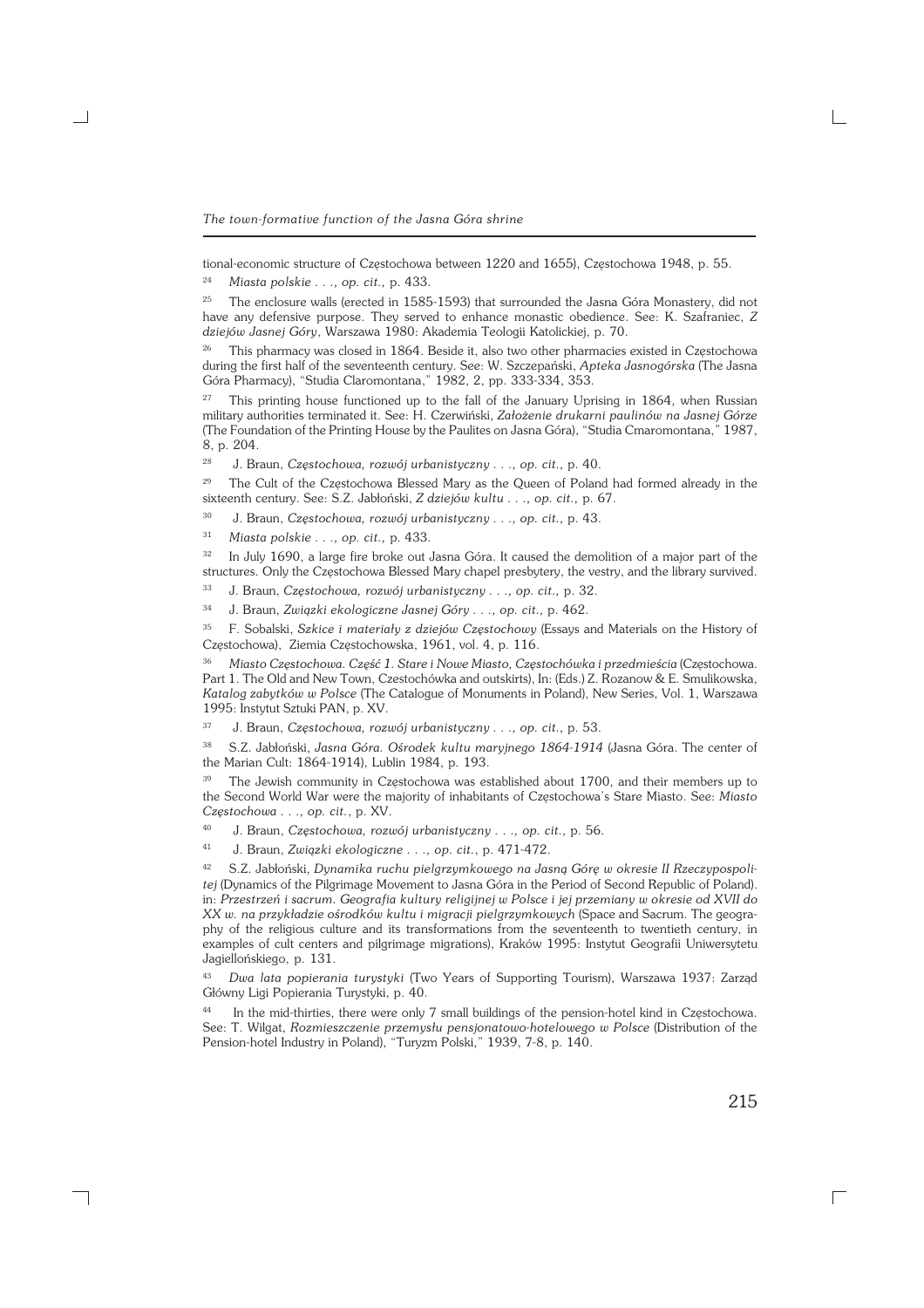tional-economic structure of Częstochowa between 1220 and 1655), Częstochowa 1948, p. 55.

[24] *Miasta polskie . . ., op. cit.,* p. 433.

[25] The enclosure walls (erected in 1585-1593) that surrounded the Jasna Góra Monastery, did not have any defensive purpose. They served to enhance monastic obedience. See: K. Szafraniec, *Z dziejów Jasnej Góry*, Warszawa 1980: Akademia Teologii Katolickiej, p. 70.

[26] This pharmacy was closed in 1864. Beside it, also two other pharmacies existed in Częstochowa during the first half of the seventeenth century. See: W. Szczepański, *Apteka Jasnogórska* (The Jasna Góra Pharmacy), "Studia Claromontana," 1982, 2, pp. 333-334, 353.

[27] This printing house functioned up to the fall of the January Uprising in 1864, when Russian military authorities terminated it. See: H. Czerwiński, *Założenie drukarni paulinów na Jasnej Górze* (The Foundation of the Printing House by the Paulites on Jasna Góra), "Studia Cmaromontana," 1987, 8, p. 204.

[28] J. Braun, *Częstochowa, rozwój urbanistyczny . . ., op. cit.,* p. 40.

[29] The Cult of the Częstochowa Blessed Mary as the Queen of Poland had formed already in the sixteenth century. See: S.Z. Jabłoński, *Z dziejów kultu . . ., op. cit.,* p. 67.

[30] J. Braun, *Częstochowa, rozwój urbanistyczny . . ., op. cit.,* p. 43.

[31] *Miasta polskie . . ., op. cit.,* p. 433.

[32] In July 1690, a large fire broke out Jasna Góra. It caused the demolition of a major part of the structures. Only the Częstochowa Blessed Mary chapel presbytery, the vestry, and the library survived.

[33] J. Braun, *Częstochowa, rozwój urbanistyczny . . ., op. cit.,* p. 32.

[34] J. Braun, *Związki ekologiczne Jasnej Góry . . ., op. cit.,* p. 462.

[35] F. Sobalski, *Szkice i materiały z dziejów Częstochowy* (Essays and Materials on the History of Częstochowa), Ziemia Częstochowska, 1961, vol. 4, p. 116.

[36] *Miasto Częstochowa. Część 1. Stare i Nowe Miasto, Częstochówka i przedmieścia* (Częstochowa. Part 1. The Old and New Town, Czestochówka and outskirts), In: (Eds.) Z. Rozanow & E. Smulikowska, *Katalog zabytków w Polsce* (The Catalogue of Monuments in Poland), New Series, Vol. 1, Warszawa 1995: Instytut Sztuki PAN, p. XV.

[37] J. Braun, *Częstochowa, rozwój urbanistyczny . . ., op. cit.,* p. 53.

[38] S.Z. Jabłoński, *Jasna Góra. Ośrodek kultu maryjnego 1864-1914* (Jasna Góra. The center of the Marian Cult: 1864-1914), Lublin 1984, p. 193.

[39] The Jewish community in Częstochowa was established about 1700, and their members up to the Second World War were the majority of inhabitants of Częstochowa's Stare Miasto. See: *Miasto Częstochowa . . ., op. cit.*, p. XV.

[40] J. Braun, *Częstochowa, rozwój urbanistyczny . . ., op. cit.,* p. 56.

[41] J. Braun, *Związki ekologiczne . . ., op. cit.*, p. 471-472.

[42] S.Z. Jabłoński, *Dynamika ruchu pielgrzymkowego na Jasną Górę w okresie II Rzeczypospolitej* (Dynamics of the Pilgrimage Movement to Jasna Góra in the Period of Second Republic of Poland). in: *Przestrzeń i sacrum. Geografia kultury religijnej w Polsce i jej przemiany w okresie od XVII do XX w. na przykładzie ośrodków kultu i migracji pielgrzymkowych* (Space and Sacrum. The geography of the religious culture and its transformations from the seventeenth to twentieth century, in examples of cult centers and pilgrimage migrations), Kraków 1995: Instytut Geografii Uniwersytetu Jagiellońskiego, p. 131.

[43] *Dwa lata popierania turystyki* (Two Years of Supporting Tourism), Warszawa 1937: Zarząd Główny Ligi Popierania Turystyki, p. 40.

[44] In the mid-thirties, there were only 7 small buildings of the pension-hotel kind in Częstochowa. See: T. Wilgat, *Rozmieszczenie przemysłu pensjonatowo-hotelowego w Polsce* (Distribution of the Pension-hotel Industry in Poland), "Turyzm Polski," 1939, 7-8, p. 140.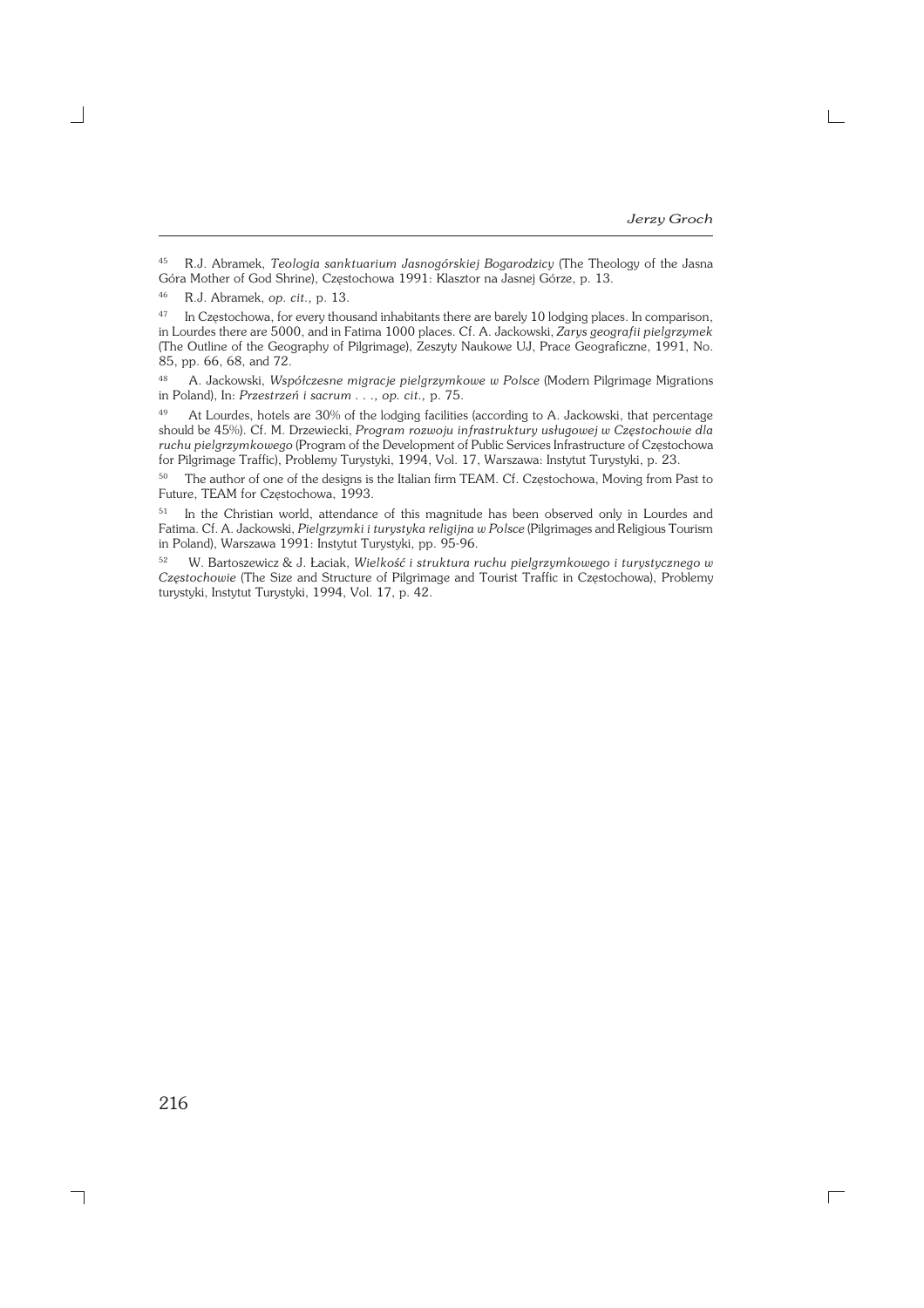[45] R.J. Abramek, *Teologia sanktuarium Jasnogórskiej Bogarodzicy* (The Theology of the Jasna Góra Mother of God Shrine), Częstochowa 1991: Klasztor na Jasnej Górze, p. 13.

[46] R.J. Abramek, *op. cit.,* p. 13.

[47] In Częstochowa, for every thousand inhabitants there are barely 10 lodging places. In comparison, in Lourdes there are 5000, and in Fatima 1000 places. Cf. A. Jackowski, *Zarys geografii pielgrzymek* (The Outline of the Geography of Pilgrimage), Zeszyty Naukowe UJ, Prace Geograficzne, 1991, No. 85, pp. 66, 68, and 72.

[48] A. Jackowski, *Współczesne migracje pielgrzymkowe w Polsce* (Modern Pilgrimage Migrations in Poland), In: *Przestrzeń i sacrum . . ., op. cit.,* p. 75.

[49] At Lourdes, hotels are 30% of the lodging facilities (according to A. Jackowski, that percentage should be 45%). Cf. M. Drzewiecki, *Program rozwoju infrastruktury usługowej w Częstochowie dla ruchu pielgrzymkowego* (Program of the Development of Public Services Infrastructure of Częstochowa for Pilgrimage Traffic), Problemy Turystyki, 1994, Vol. 17, Warszawa: Instytut Turystyki, p. 23.

[50] The author of one of the designs is the Italian firm TEAM. Cf. Częstochowa, Moving from Past to Future, TEAM for Częstochowa, 1993.

[51] In the Christian world, attendance of this magnitude has been observed only in Lourdes and Fatima. Cf. A. Jackowski, *Pielgrzymki i turystyka religijna w Polsce* (Pilgrimages and Religious Tourism in Poland), Warszawa 1991: Instytut Turystyki, pp. 95-96.

[52] W. Bartoszewicz & J. Łaciak, *Wielkość i struktura ruchu pielgrzymkowego i turystycznego w Częstochowie* (The Size and Structure of Pilgrimage and Tourist Traffic in Częstochowa), Problemy turystyki, Instytut Turystyki, 1994, Vol. 17, p. 42.